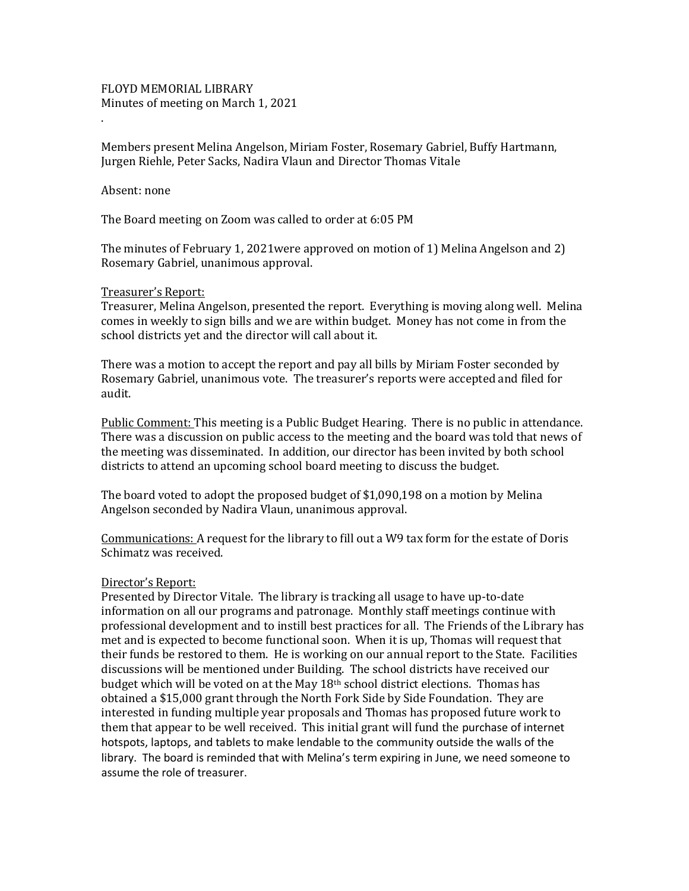FLOYD MEMORIAL LIBRARY
Minutes of meeting on March 1, 2021

.

Members present Melina Angelson, Miriam Foster, Rosemary Gabriel, Buffy Hartmann, Jurgen Riehle, Peter Sacks, Nadira Vlaun and Director Thomas Vitale

Absent: none

The Board meeting on Zoom was called to order at 6:05 PM

The minutes of February 1, 2021were approved on motion of 1) Melina Angelson and 2) Rosemary Gabriel, unanimous approval.

<u>Treasurer's Report:</u>
Treasurer, Melina Angelson, presented the report. Everything is moving along well. Melina comes in weekly to sign bills and we are within budget. Money has not come in from the school districts yet and the director will call about it.

There was a motion to accept the report and pay all bills by Miriam Foster seconded by Rosemary Gabriel, unanimous vote. The treasurer's reports were accepted and filed for audit.

<u>Public Comment:</u> This meeting is a Public Budget Hearing. There is no public in attendance. There was a discussion on public access to the meeting and the board was told that news of the meeting was disseminated. In addition, our director has been invited by both school districts to attend an upcoming school board meeting to discuss the budget.

The board voted to adopt the proposed budget of $1,090,198 on a motion by Melina Angelson seconded by Nadira Vlaun, unanimous approval.

<u>Communications:</u> A request for the library to fill out a W9 tax form for the estate of Doris Schimatz was received.

<u>Director's Report:</u>
Presented by Director Vitale. The library is tracking all usage to have up-to-date information on all our programs and patronage. Monthly staff meetings continue with professional development and to instill best practices for all. The Friends of the Library has met and is expected to become functional soon. When it is up, Thomas will request that their funds be restored to them. He is working on our annual report to the State. Facilities discussions will be mentioned under Building. The school districts have received our budget which will be voted on at the May 18th school district elections. Thomas has obtained a $15,000 grant through the North Fork Side by Side Foundation. They are interested in funding multiple year proposals and Thomas has proposed future work to them that appear to be well received. This initial grant will fund the purchase of internet hotspots, laptops, and tablets to make lendable to the community outside the walls of the library. The board is reminded that with Melina's term expiring in June, we need someone to assume the role of treasurer.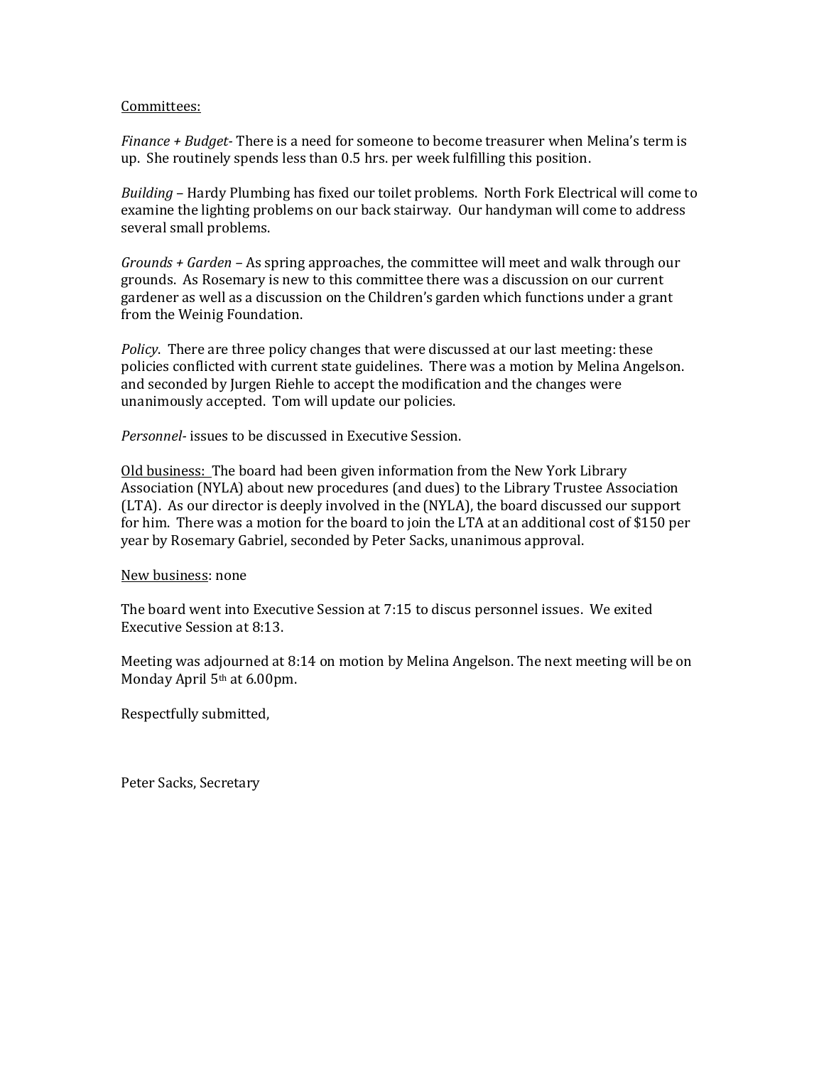Committees:

*Finance + Budget-* There is a need for someone to become treasurer when Melina's term is up. She routinely spends less than 0.5 hrs. per week fulfilling this position.

*Building* – Hardy Plumbing has fixed our toilet problems. North Fork Electrical will come to examine the lighting problems on our back stairway. Our handyman will come to address several small problems.

*Grounds + Garden* – As spring approaches, the committee will meet and walk through our grounds. As Rosemary is new to this committee there was a discussion on our current gardener as well as a discussion on the Children's garden which functions under a grant from the Weinig Foundation.

*Policy*. There are three policy changes that were discussed at our last meeting: these policies conflicted with current state guidelines. There was a motion by Melina Angelson. and seconded by Jurgen Riehle to accept the modification and the changes were unanimously accepted. Tom will update our policies.

*Personnel-* issues to be discussed in Executive Session.

Old business: The board had been given information from the New York Library Association (NYLA) about new procedures (and dues) to the Library Trustee Association (LTA). As our director is deeply involved in the (NYLA), the board discussed our support for him. There was a motion for the board to join the LTA at an additional cost of $150 per year by Rosemary Gabriel, seconded by Peter Sacks, unanimous approval.

New business: none

The board went into Executive Session at 7:15 to discus personnel issues. We exited Executive Session at 8:13.

Meeting was adjourned at 8:14 on motion by Melina Angelson. The next meeting will be on Monday April 5th at 6.00pm.

Respectfully submitted,

Peter Sacks, Secretary